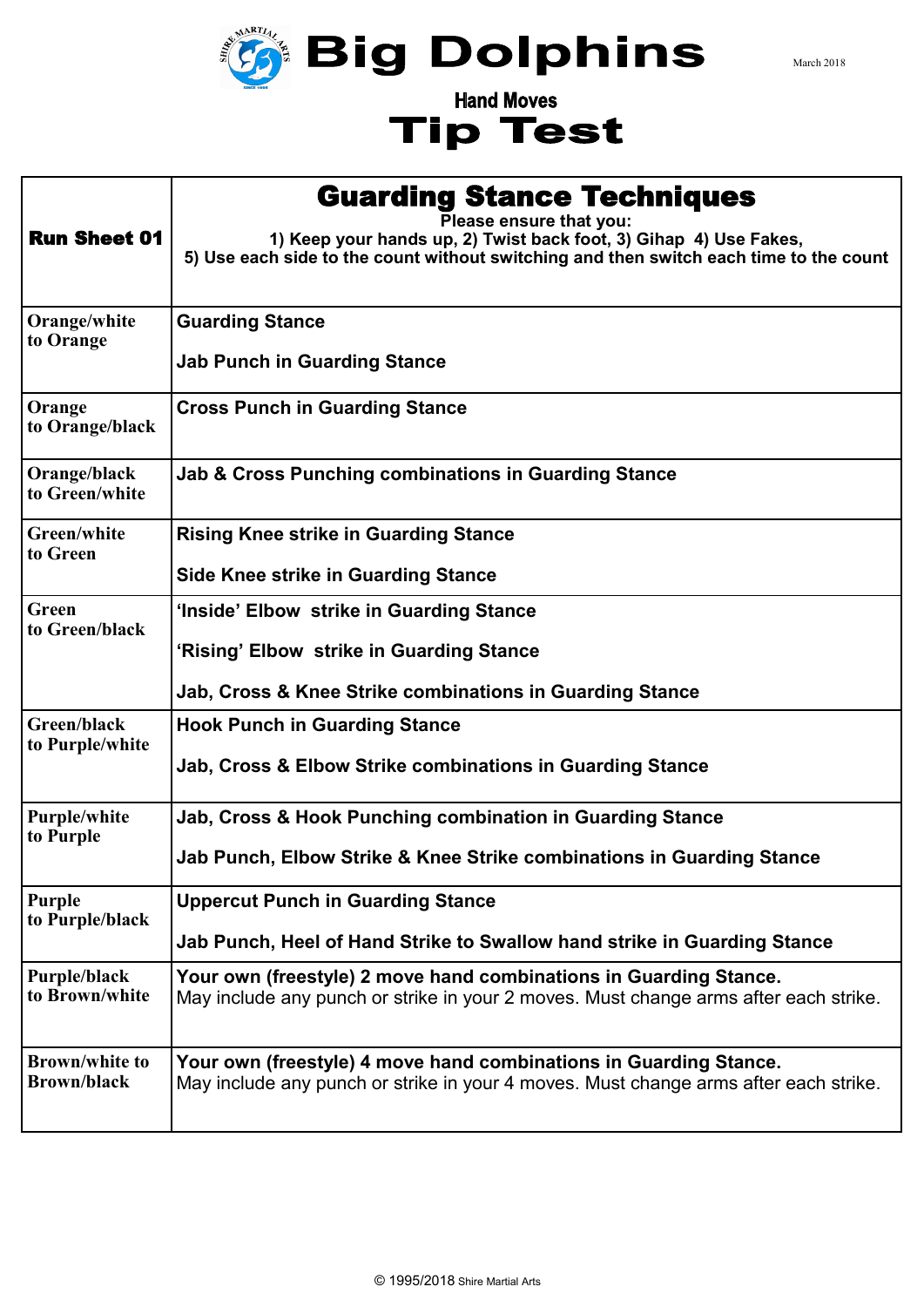# Big Dolphins

March 2018

## Hand Moves

# Tip Test

| Run Sheet 01 | **Guarding Stance Techniques**<br>Please ensure that you:<br>1) Keep your hands up, 2) Twist back foot, 3) Gihap 4) Use Fakes,<br>5) Use each side to the count without switching and then switch each time to the count |
|---|---|
| Orange/white to Orange | **Guarding Stance**<br><br>**Jab Punch in Guarding Stance** |
| Orange to Orange/black | **Cross Punch in Guarding Stance** |
| Orange/black to Green/white | **Jab & Cross Punching combinations in Guarding Stance** |
| Green/white to Green | **Rising Knee strike in Guarding Stance**<br><br>**Side Knee strike in Guarding Stance** |
| Green to Green/black | **'Inside' Elbow strike in Guarding Stance**<br><br>**'Rising' Elbow strike in Guarding Stance**<br><br>**Jab, Cross & Knee Strike combinations in Guarding Stance** |
| Green/black to Purple/white | **Hook Punch in Guarding Stance**<br><br>**Jab, Cross & Elbow Strike combinations in Guarding Stance** |
| Purple/white to Purple | **Jab, Cross & Hook Punching combination in Guarding Stance**<br><br>**Jab Punch, Elbow Strike & Knee Strike combinations in Guarding Stance** |
| Purple to Purple/black | **Uppercut Punch in Guarding Stance**<br><br>**Jab Punch, Heel of Hand Strike to Swallow hand strike in Guarding Stance** |
| Purple/black to Brown/white | **Your own (freestyle) 2 move hand combinations in Guarding Stance.**<br>May include any punch or strike in your 2 moves. Must change arms after each strike. |
| Brown/white to Brown/black | **Your own (freestyle) 4 move hand combinations in Guarding Stance.**<br>May include any punch or strike in your 4 moves. Must change arms after each strike. |

© 1995/2018 Shire Martial Arts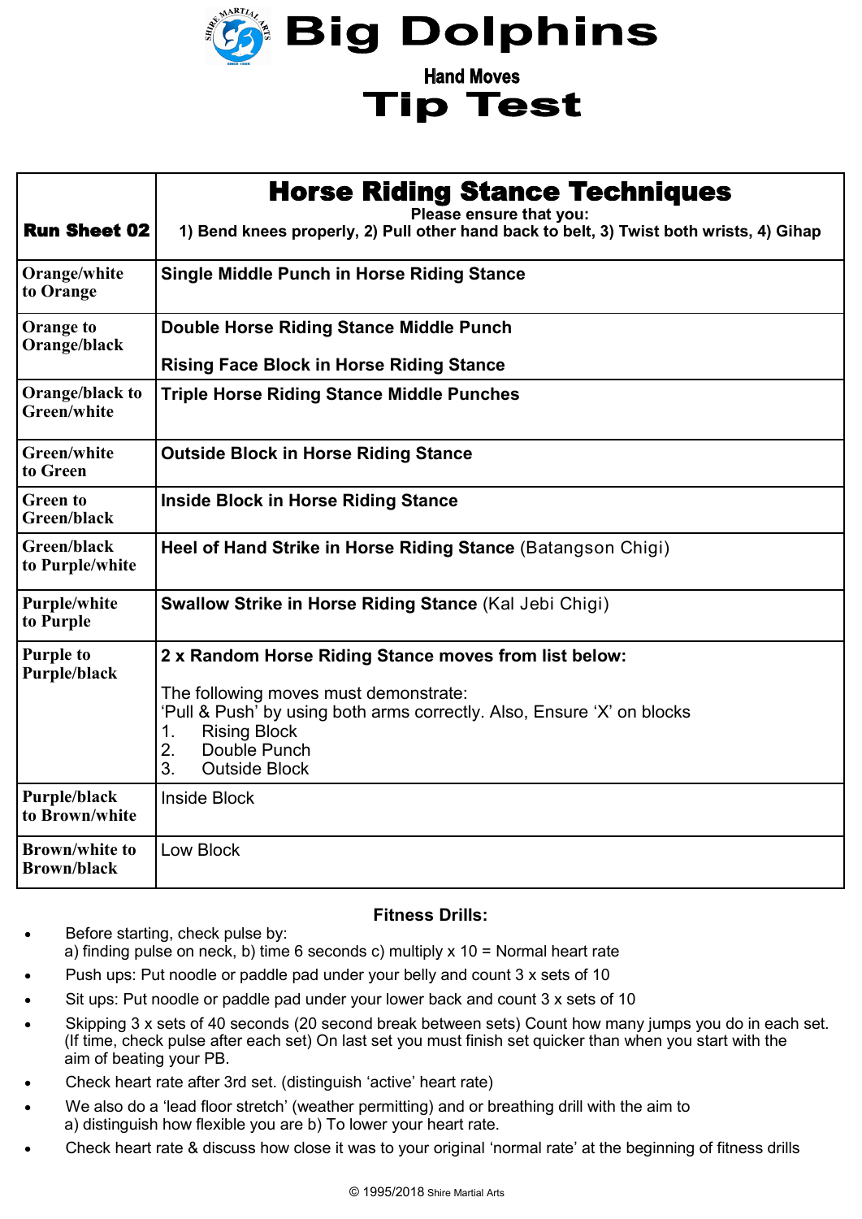# Big Dolphins

### Hand Moves

# Tip Test

| **Run Sheet 02** | **Horse Riding Stance Techniques**<br>**Please ensure that you:**<br>**1) Bend knees properly, 2) Pull other hand back to belt, 3) Twist both wrists, 4) Gihap** |
|---|---|
| **Orange/white to Orange** | **Single Middle Punch in Horse Riding Stance** |
| **Orange to Orange/black** | **Double Horse Riding Stance Middle Punch**<br><br>**Rising Face Block in Horse Riding Stance** |
| **Orange/black to Green/white** | **Triple Horse Riding Stance Middle Punches** |
| **Green/white to Green** | **Outside Block in Horse Riding Stance** |
| **Green to Green/black** | **Inside Block in Horse Riding Stance** |
| **Green/black to Purple/white** | **Heel of Hand Strike in Horse Riding Stance** (Batangson Chigi) |
| **Purple/white to Purple** | **Swallow Strike in Horse Riding Stance** (Kal Jebi Chigi) |
| **Purple to Purple/black** | **2 x Random Horse Riding Stance moves from list below:**<br><br>The following moves must demonstrate:<br>'Pull & Push' by using both arms correctly. Also, Ensure 'X' on blocks<br>1. Rising Block<br>2. Double Punch<br>3. Outside Block |
| **Purple/black to Brown/white** | Inside Block |
| **Brown/white to Brown/black** | Low Block |

**Fitness Drills:**

- Before starting, check pulse by:
  a) finding pulse on neck, b) time 6 seconds c) multiply x 10 = Normal heart rate
- Push ups: Put noodle or paddle pad under your belly and count 3 x sets of 10
- Sit ups: Put noodle or paddle pad under your lower back and count 3 x sets of 10
- Skipping 3 x sets of 40 seconds (20 second break between sets) Count how many jumps you do in each set. (If time, check pulse after each set) On last set you must finish set quicker than when you start with the aim of beating your PB.
- Check heart rate after 3rd set. (distinguish 'active' heart rate)
- We also do a 'lead floor stretch' (weather permitting) and or breathing drill with the aim to
  a) distinguish how flexible you are b) To lower your heart rate.
- Check heart rate & discuss how close it was to your original 'normal rate' at the beginning of fitness drills

© 1995/2018 Shire Martial Arts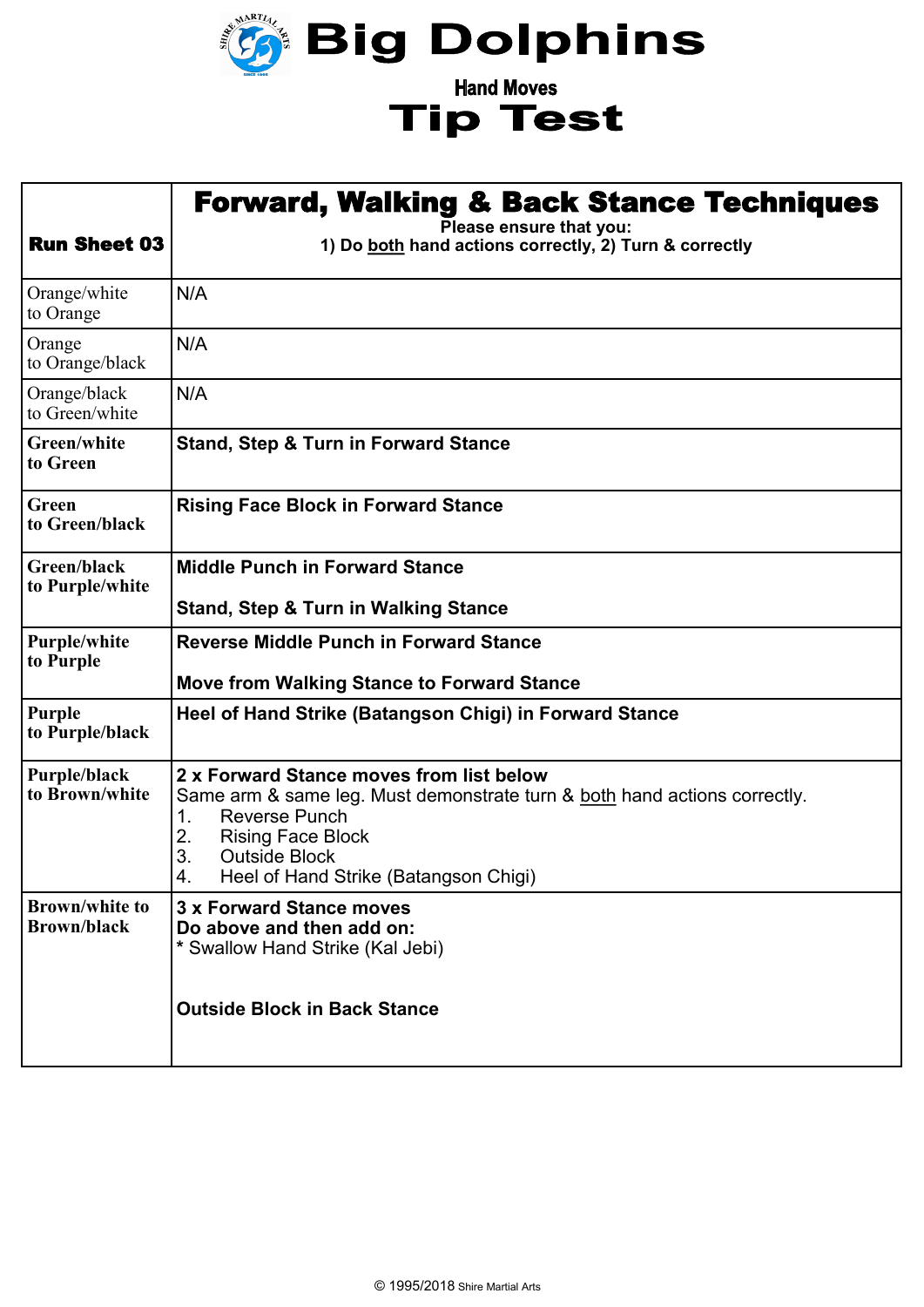# Big Dolphins

### Hand Moves

## Tip Test

| Run Sheet 03 | Forward, Walking & Back Stance Techniques<br>Please ensure that you:<br>1) Do both hand actions correctly, 2) Turn & correctly |
|---|---|
| Orange/white to Orange | N/A |
| Orange to Orange/black | N/A |
| Orange/black to Green/white | N/A |
| **Green/white to Green** | **Stand, Step & Turn in Forward Stance** |
| **Green to Green/black** | **Rising Face Block in Forward Stance** |
| **Green/black to Purple/white** | **Middle Punch in Forward Stance**<br><br>**Stand, Step & Turn in Walking Stance** |
| **Purple/white to Purple** | **Reverse Middle Punch in Forward Stance**<br><br>**Move from Walking Stance to Forward Stance** |
| **Purple to Purple/black** | **Heel of Hand Strike (Batangson Chigi) in Forward Stance** |
| **Purple/black to Brown/white** | **2 x Forward Stance moves from list below**<br>Same arm & same leg. Must demonstrate turn & both hand actions correctly.<br>1. Reverse Punch<br>2. Rising Face Block<br>3. Outside Block<br>4. Heel of Hand Strike (Batangson Chigi) |
| **Brown/white to Brown/black** | **3 x Forward Stance moves**<br>**Do above and then add on:**<br>* Swallow Hand Strike (Kal Jebi)<br><br>**Outside Block in Back Stance** |

© 1995/2018 Shire Martial Arts